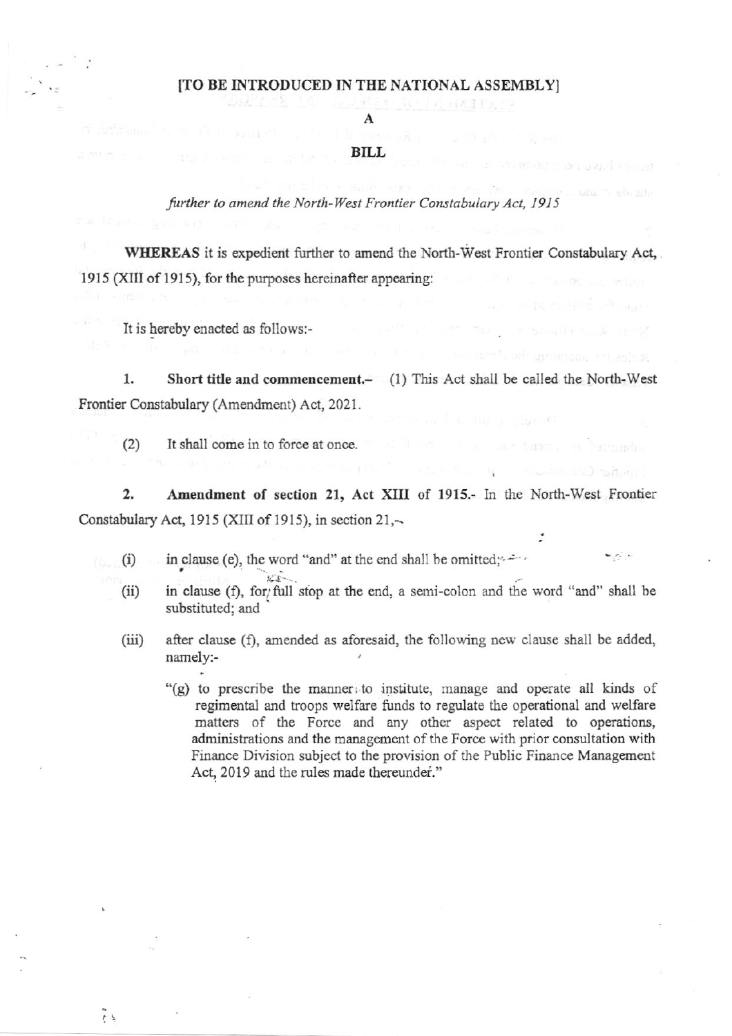[TO BE INTRODUCED IN THE NATIONAL ASSEMBLY]

# A

# BILL

*further to amend the North-West Frontier Constabulary Act, 1915*

**WHEREAS** it is expedient further to amend the North-West Frontier Constabulary Act, 1915 (XIII of 1915), for the purposes hereinafter appearing:

It is hereby enacted as follows:-

1. **Short title and commencement.–** (1) This Act shall be called the North-West Frontier Constabulary (Amendment) Act, 2021.

(2) It shall come in to force at once.

2. **Amendment of section 21, Act XIII of 1915.-** In the North-West Frontier Constabulary Act, 1915 (XIII of 1915), in section 21,-

(i) in clause (e), the word "and" at the end shall be omitted;

(ii) in clause (f), for full stop at the end, a semi-colon and the word "and" shall be substituted; and

(iii) after clause (f), amended as aforesaid, the following new clause shall be added, namely:-

"(g) to prescribe the manner to institute, manage and operate all kinds of regimental and troops welfare funds to regulate the operational and welfare matters of the Force and any other aspect related to operations, administrations and the management of the Force with prior consultation with Finance Division subject to the provision of the Public Finance Management Act, 2019 and the rules made thereunder."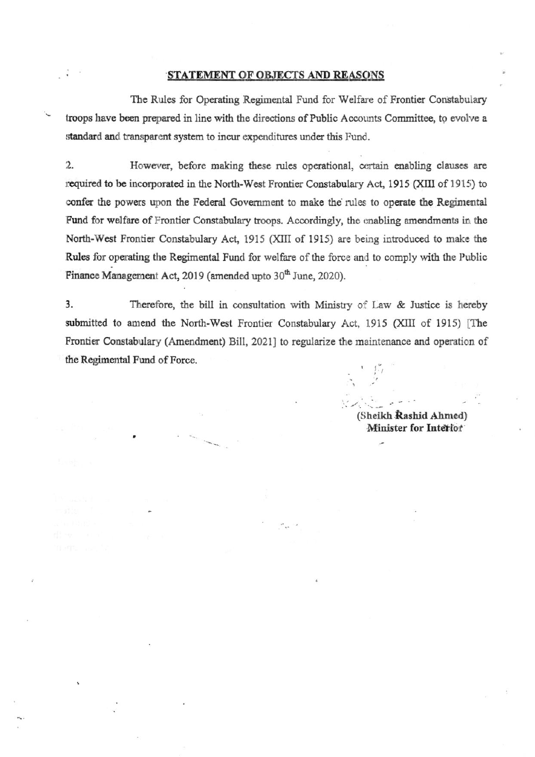## STATEMENT OF OBJECTS AND REASONS

The Rules for Operating Regimental Fund for Welfare of Frontier Constabulary troops have been prepared in line with the directions of Public Accounts Committee, to evolve a standard and transparent system to incur expenditures under this Fund.

2. However, before making these rules operational, certain enabling clauses are required to be incorporated in the North-West Frontier Constabulary Act, 1915 (XIII of 1915) to confer the powers upon the Federal Government to make the rules to operate the Regimental Fund for welfare of Frontier Constabulary troops. Accordingly, the enabling amendments in the North-West Frontier Constabulary Act, 1915 (XIII of 1915) are being introduced to make the Rules for operating the Regimental Fund for welfare of the force and to comply with the Public Finance Management Act, 2019 (amended upto 30th June, 2020).

3. Therefore, the bill in consultation with Ministry of Law & Justice is hereby submitted to amend the North-West Frontier Constabulary Act, 1915 (XIII of 1915) [The Frontier Constabulary (Amendment) Bill, 2021] to regularize the maintenance and operation of the Regimental Fund of Force.

**(Sheikh Rashid Ahmed)**
**Minister for Interior**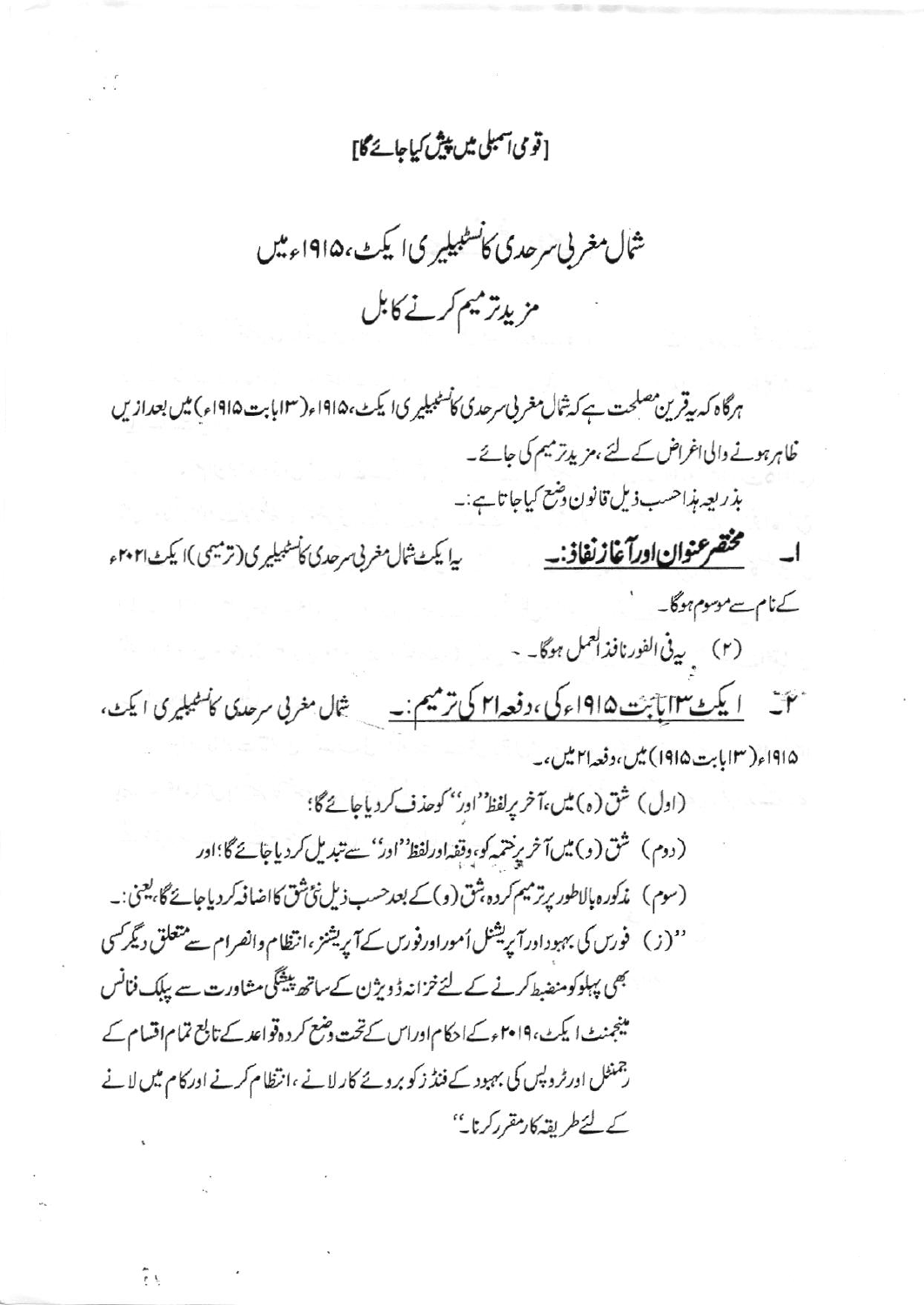[قومی اسمبلی میں پیش کیا جائے گا]

# شمال مغربی سرحدی کانسٹیبلیری ایکٹ، ۱۹۱۵ء میں مزید ترمیم کرنے کا بل

ہرگاہ کہ یہ قرین مصلحت ہے کہ شمال مغربی سرحدی کانسٹیبلیری ایکٹ، ۱۹۱۵ء (۱۳ بابت ۱۹۱۵ء) میں بعدازیں ظاہر ہونے والی اغراض کے لئے، مزید ترمیم کی جائے۔

بذریعہ ہذا حسب ذیل قانون وضع کیا جاتا ہے:۔

۱۔ **مختصر عنوان اور آغاز نفاذ:۔** یہ ایکٹ شمال مغربی سرحدی کانسٹیبلیری (ترمیمی) ایکٹ ۲۰۲۱ء کے نام سے موسوم ہوگا۔

(۲) یہ فی الفور نافذ العمل ہوگا۔

۲۔ **ایکٹ ۱۳ بابت ۱۹۱۵ء کی، دفعہ ۲۱ کی ترمیم:۔** شمال مغربی سرحدی کانسٹیبلیری ایکٹ، ۱۹۱۵ء (۱۳ بابت ۱۹۱۵) میں، دفعہ ۲۱ میں،۔

(اول) شق (ہ) میں، آخر پر لفظ ''اور'' کو حذف کر دیا جائے گا؛

(دوم) شق (و) میں آخر پر ختمہ کو، وقفہ اور لفظ ''اور'' سے تبدیل کر دیا جائے گا؛ اور

(سوم) مذکورہ بالا طور پر ترمیم کردہ، شق (و) کے بعد حسب ذیل نئی شق کا اضافہ کر دیا جائے گا، یعنی:۔

''(ز) فورس کی بہبود اور آپریشنل امور اور فورس کے آپریشنز، انتظام و انصرام سے متعلق دیگر کسی بھی پہلو کو منضبط کرنے کے لئے خزانہ ڈویژن کے ساتھ پیشگی مشاورت سے پبلک فنانس مینجمنٹ ایکٹ، ۲۰۱۹ء کے احکام اور اس کے تحت وضع کردہ قواعد کے تابع تمام اقسام کے رجمنٹل اور ٹروپس کی بہبود کے فنڈز کو بروئے کار لانے، انتظام کرنے اور کام میں لانے کے لئے طریقہ کار مقرر کرنا۔''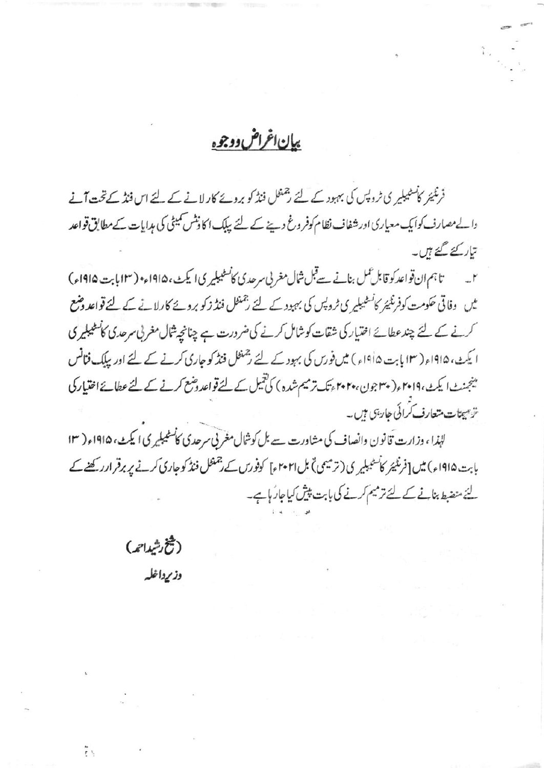# بیان اغراض ووجوہ

فرنٹیئر کانسٹیبلری ٹروپس کی بہبود کے لئے رجمنٹل فنڈ کو بروئے کار لانے کے لئے اس فنڈ کے تحت آنے والے مصارف کو ایک معیاری اور شفاف نظام کو فروغ دینے کے لئے پبلک اکاؤنٹس کمیٹی کی ہدایات کے مطابق قواعد تیار کئے گئے ہیں۔

۲۔ تاہم ان قواعد کو قابل عمل بنانے سے قبل شمال مغربی سرحدی کانسٹیبلری ایکٹ، ۱۹۱۵ء (۱۳ بابت ۱۹۱۵ء) میں وفاقی حکومت کو فرنٹیئر کانسٹیبلری ٹروپس کی بہبود کے لئے رجمنٹل فنڈ کو بروئے کار لانے کے لئے قواعد وضع کرنے کے لئے چند عطائے اختیار کی شقات کو شامل کرنے کی ضرورت ہے چنانچہ شمال مغربی سرحدی کانسٹیبلری ایکٹ، ۱۹۱۵ء (۱۳ بابت ۱۹۱۵ء) میں فورس کی بہبود کے لئے رجمنٹل فنڈ کو جاری کرنے کے لئے اور پبلک فنانس مینجمنٹ ایکٹ، ۲۰۱۹ء (۳۰ جون، ۲۰۲۰ء تک ترمیم شدہ) کی تعمیل کے لئے قواعد وضع کرنے کے لئے عطائے اختیار کی ترمیمات متعارف کرائی جارہی ہیں۔

لہٰذا، وزارت قانون وانصاف کی مشاورت سے بل کو شمال مغربی سرحدی کانسٹیبلری ایکٹ، ۱۹۱۵ء (۱۳ بابت ۱۹۱۵ء) میں [فرنٹیئر کانسٹیبلری (ترمیمی) بل ۲۰۲۱ء] کو فورس کے رجمنٹل فنڈ کو جاری کرنے پر برقرار رکھنے کے لئے منضبط بنانے کے لئے ترمیم کرنے کی بابت پیش کیا جارہا ہے۔

(شیخ رشید احمد)

وزیر داخلہ